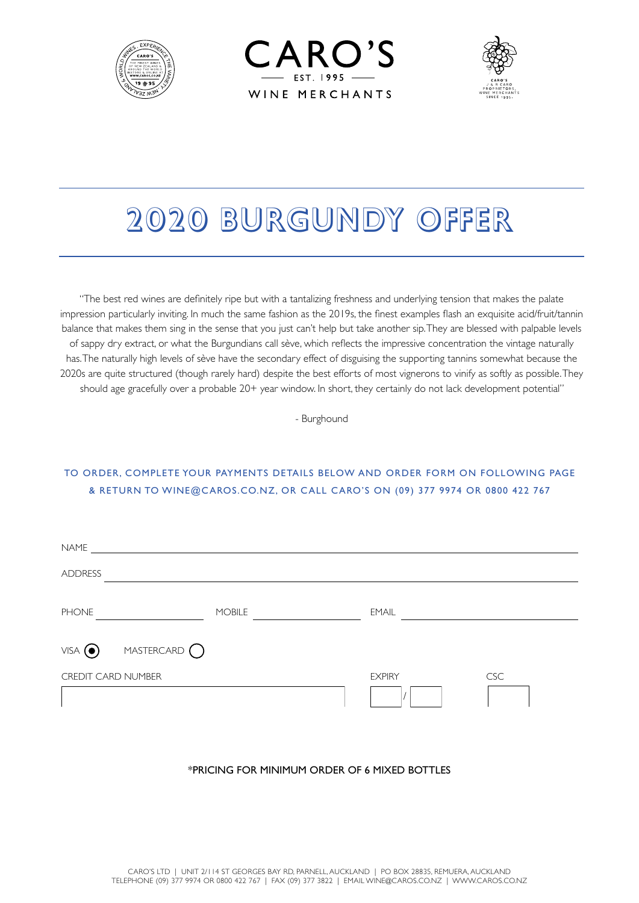# CARO'S

EST. 1995

WINE MERCHANTS

# 2020 BURGUNDY OFFER

"The best red wines are definitely ripe but with a tantalizing freshness and underlying tension that makes the palate impression particularly inviting. In much the same fashion as the 2019s, the finest examples flash an exquisite acid/fruit/tannin balance that makes them sing in the sense that you just can't help but take another sip. They are blessed with palpable levels of sappy dry extract, or what the Burgundians call sève, which reflects the impressive concentration the vintage naturally has. The naturally high levels of sève have the secondary effect of disguising the supporting tannins somewhat because the 2020s are quite structured (though rarely hard) despite the best efforts of most vignerons to vinify as softly as possible. They should age gracefully over a probable 20+ year window. In short, they certainly do not lack development potential"

- Burghound

TO ORDER, COMPLETE YOUR PAYMENTS DETAILS BELOW AND ORDER FORM ON FOLLOWING PAGE & RETURN TO WINE@CAROS.CO.NZ, OR CALL CARO'S ON (09) 377 9974 OR 0800 422 767

NAME ______________________________

ADDRESS ______________________________

PHONE ______________ MOBILE ______________ EMAIL ______________

VISA ◉ MASTERCARD ○

CREDIT CARD NUMBER ______________ EXPIRY ___ / ___ CSC ___

*PRICING FOR MINIMUM ORDER OF 6 MIXED BOTTLES

CARO'S LTD | UNIT 2/114 ST GEORGES BAY RD, PARNELL, AUCKLAND | PO BOX 28835, REMUERA, AUCKLAND
TELEPHONE (09) 377 9974 OR 0800 422 767 | FAX (09) 377 3822 | EMAIL WINE@CAROS.CO.NZ | WWW.CAROS.CO.NZ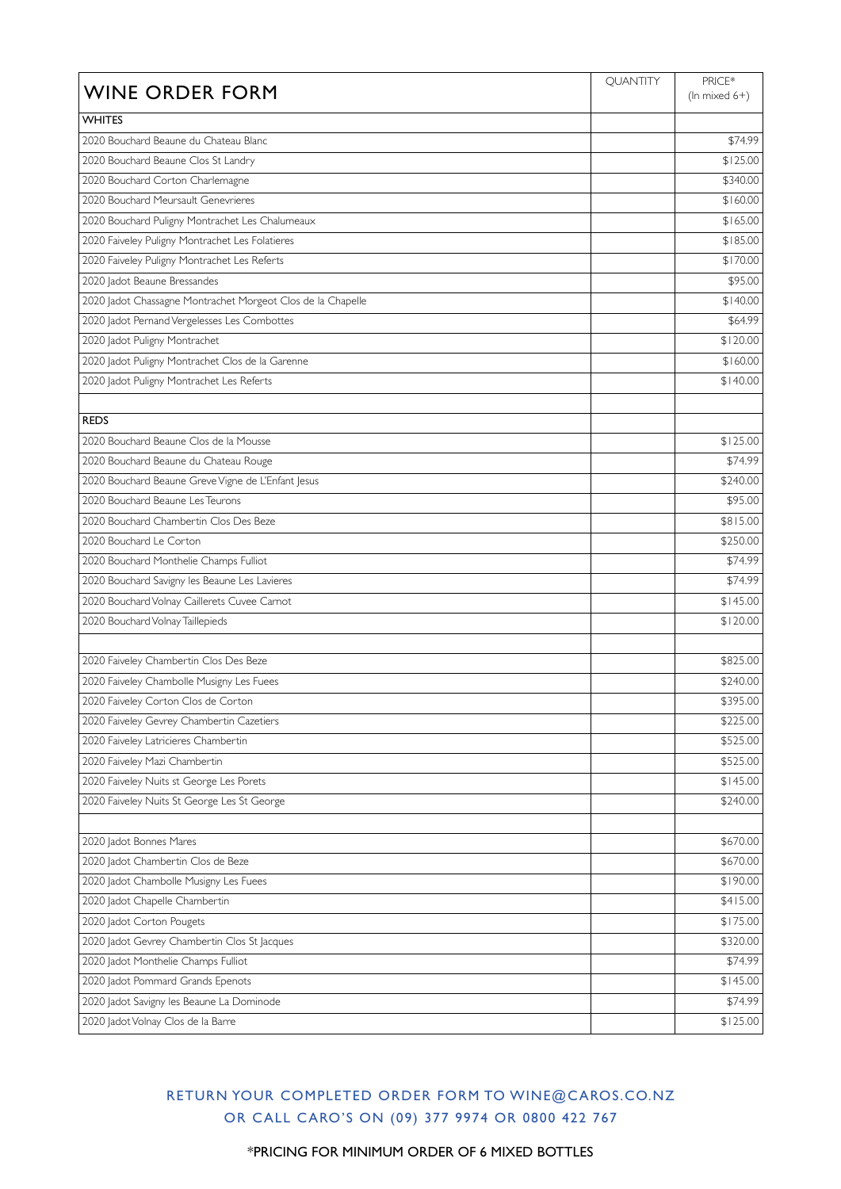| WINE ORDER FORM | QUANTITY | PRICE* (In mixed 6+) |
|---|---|---|
| **WHITES** | | |
| 2020 Bouchard Beaune du Chateau Blanc | | $74.99 |
| 2020 Bouchard Beaune Clos St Landry | | $125.00 |
| 2020 Bouchard Corton Charlemagne | | $340.00 |
| 2020 Bouchard Meursault Genevrieres | | $160.00 |
| 2020 Bouchard Puligny Montrachet Les Chalumeaux | | $165.00 |
| 2020 Faiveley Puligny Montrachet Les Folatieres | | $185.00 |
| 2020 Faiveley Puligny Montrachet Les Referts | | $170.00 |
| 2020 Jadot Beaune Bressandes | | $95.00 |
| 2020 Jadot Chassagne Montrachet Morgeot Clos de la Chapelle | | $140.00 |
| 2020 Jadot Pernand Vergelesses Les Combottes | | $64.99 |
| 2020 Jadot Puligny Montrachet | | $120.00 |
| 2020 Jadot Puligny Montrachet Clos de la Garenne | | $160.00 |
| 2020 Jadot Puligny Montrachet Les Referts | | $140.00 |
| | | |
| **REDS** | | |
| 2020 Bouchard Beaune Clos de la Mousse | | $125.00 |
| 2020 Bouchard Beaune du Chateau Rouge | | $74.99 |
| 2020 Bouchard Beaune Greve Vigne de L'Enfant Jesus | | $240.00 |
| 2020 Bouchard Beaune Les Teurons | | $95.00 |
| 2020 Bouchard Chambertin Clos Des Beze | | $815.00 |
| 2020 Bouchard Le Corton | | $250.00 |
| 2020 Bouchard Monthelie Champs Fulliot | | $74.99 |
| 2020 Bouchard Savigny les Beaune Les Lavieres | | $74.99 |
| 2020 Bouchard Volnay Caillerets Cuvee Carnot | | $145.00 |
| 2020 Bouchard Volnay Taillepieds | | $120.00 |
| | | |
| 2020 Faiveley Chambertin Clos Des Beze | | $825.00 |
| 2020 Faiveley Chambolle Musigny Les Fuees | | $240.00 |
| 2020 Faiveley Corton Clos de Corton | | $395.00 |
| 2020 Faiveley Gevrey Chambertin Cazetiers | | $225.00 |
| 2020 Faiveley Latricieres Chambertin | | $525.00 |
| 2020 Faiveley Mazi Chambertin | | $525.00 |
| 2020 Faiveley Nuits st George Les Porets | | $145.00 |
| 2020 Faiveley Nuits St George Les St George | | $240.00 |
| | | |
| 2020 Jadot Bonnes Mares | | $670.00 |
| 2020 Jadot Chambertin Clos de Beze | | $670.00 |
| 2020 Jadot Chambolle Musigny Les Fuees | | $190.00 |
| 2020 Jadot Chapelle Chambertin | | $415.00 |
| 2020 Jadot Corton Pougets | | $175.00 |
| 2020 Jadot Gevrey Chambertin Clos St Jacques | | $320.00 |
| 2020 Jadot Monthelie Champs Fulliot | | $74.99 |
| 2020 Jadot Pommard Grands Epenots | | $145.00 |
| 2020 Jadot Savigny les Beaune La Dominode | | $74.99 |
| 2020 Jadot Volnay Clos de la Barre | | $125.00 |

RETURN YOUR COMPLETED ORDER FORM TO WINE@CAROS.CO.NZ
OR CALL CARO'S ON (09) 377 9974 OR 0800 422 767

*PRICING FOR MINIMUM ORDER OF 6 MIXED BOTTLES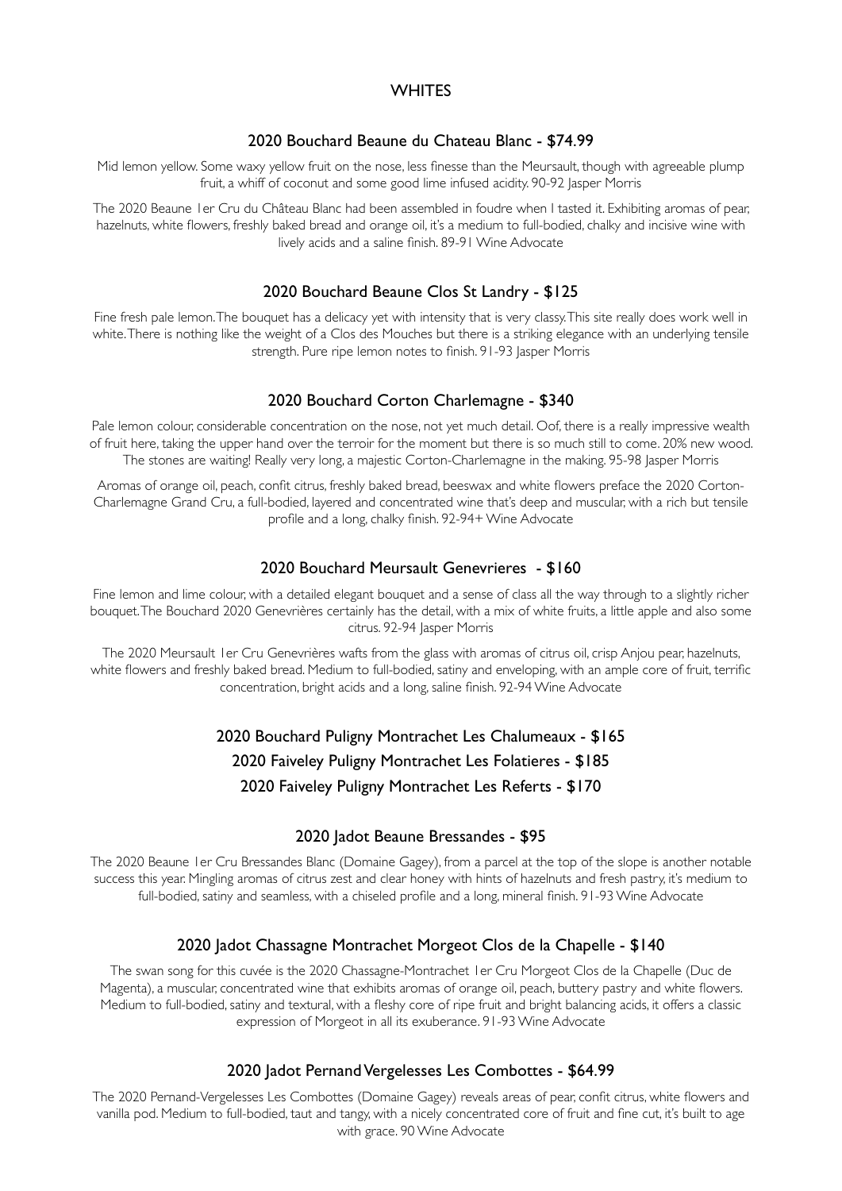# WHITES

## 2020 Bouchard Beaune du Chateau Blanc - $74.99

Mid lemon yellow. Some waxy yellow fruit on the nose, less finesse than the Meursault, though with agreeable plump fruit, a whiff of coconut and some good lime infused acidity. 90-92 Jasper Morris

The 2020 Beaune 1er Cru du Château Blanc had been assembled in foudre when I tasted it. Exhibiting aromas of pear, hazelnuts, white flowers, freshly baked bread and orange oil, it's a medium to full-bodied, chalky and incisive wine with lively acids and a saline finish. 89-91 Wine Advocate

## 2020 Bouchard Beaune Clos St Landry - $125

Fine fresh pale lemon. The bouquet has a delicacy yet with intensity that is very classy. This site really does work well in white. There is nothing like the weight of a Clos des Mouches but there is a striking elegance with an underlying tensile strength. Pure ripe lemon notes to finish. 91-93 Jasper Morris

## 2020 Bouchard Corton Charlemagne - $340

Pale lemon colour, considerable concentration on the nose, not yet much detail. Oof, there is a really impressive wealth of fruit here, taking the upper hand over the terroir for the moment but there is so much still to come. 20% new wood. The stones are waiting! Really very long, a majestic Corton-Charlemagne in the making. 95-98 Jasper Morris

Aromas of orange oil, peach, confit citrus, freshly baked bread, beeswax and white flowers preface the 2020 Corton-Charlemagne Grand Cru, a full-bodied, layered and concentrated wine that's deep and muscular, with a rich but tensile profile and a long, chalky finish. 92-94+ Wine Advocate

## 2020 Bouchard Meursault Genevrieres - $160

Fine lemon and lime colour, with a detailed elegant bouquet and a sense of class all the way through to a slightly richer bouquet. The Bouchard 2020 Genevrières certainly has the detail, with a mix of white fruits, a little apple and also some citrus. 92-94 Jasper Morris

The 2020 Meursault 1er Cru Genevrières wafts from the glass with aromas of citrus oil, crisp Anjou pear, hazelnuts, white flowers and freshly baked bread. Medium to full-bodied, satiny and enveloping, with an ample core of fruit, terrific concentration, bright acids and a long, saline finish. 92-94 Wine Advocate

## 2020 Bouchard Puligny Montrachet Les Chalumeaux - $165

## 2020 Faiveley Puligny Montrachet Les Folatieres - $185

## 2020 Faiveley Puligny Montrachet Les Referts - $170

## 2020 Jadot Beaune Bressandes - $95

The 2020 Beaune 1er Cru Bressandes Blanc (Domaine Gagey), from a parcel at the top of the slope is another notable success this year. Mingling aromas of citrus zest and clear honey with hints of hazelnuts and fresh pastry, it's medium to full-bodied, satiny and seamless, with a chiseled profile and a long, mineral finish. 91-93 Wine Advocate

## 2020 Jadot Chassagne Montrachet Morgeot Clos de la Chapelle - $140

The swan song for this cuvée is the 2020 Chassagne-Montrachet 1er Cru Morgeot Clos de la Chapelle (Duc de Magenta), a muscular, concentrated wine that exhibits aromas of orange oil, peach, buttery pastry and white flowers. Medium to full-bodied, satiny and textural, with a fleshy core of ripe fruit and bright balancing acids, it offers a classic expression of Morgeot in all its exuberance. 91-93 Wine Advocate

## 2020 Jadot Pernand Vergelesses Les Combottes - $64.99

The 2020 Pernand-Vergelesses Les Combottes (Domaine Gagey) reveals areas of pear, confit citrus, white flowers and vanilla pod. Medium to full-bodied, taut and tangy, with a nicely concentrated core of fruit and fine cut, it's built to age with grace. 90 Wine Advocate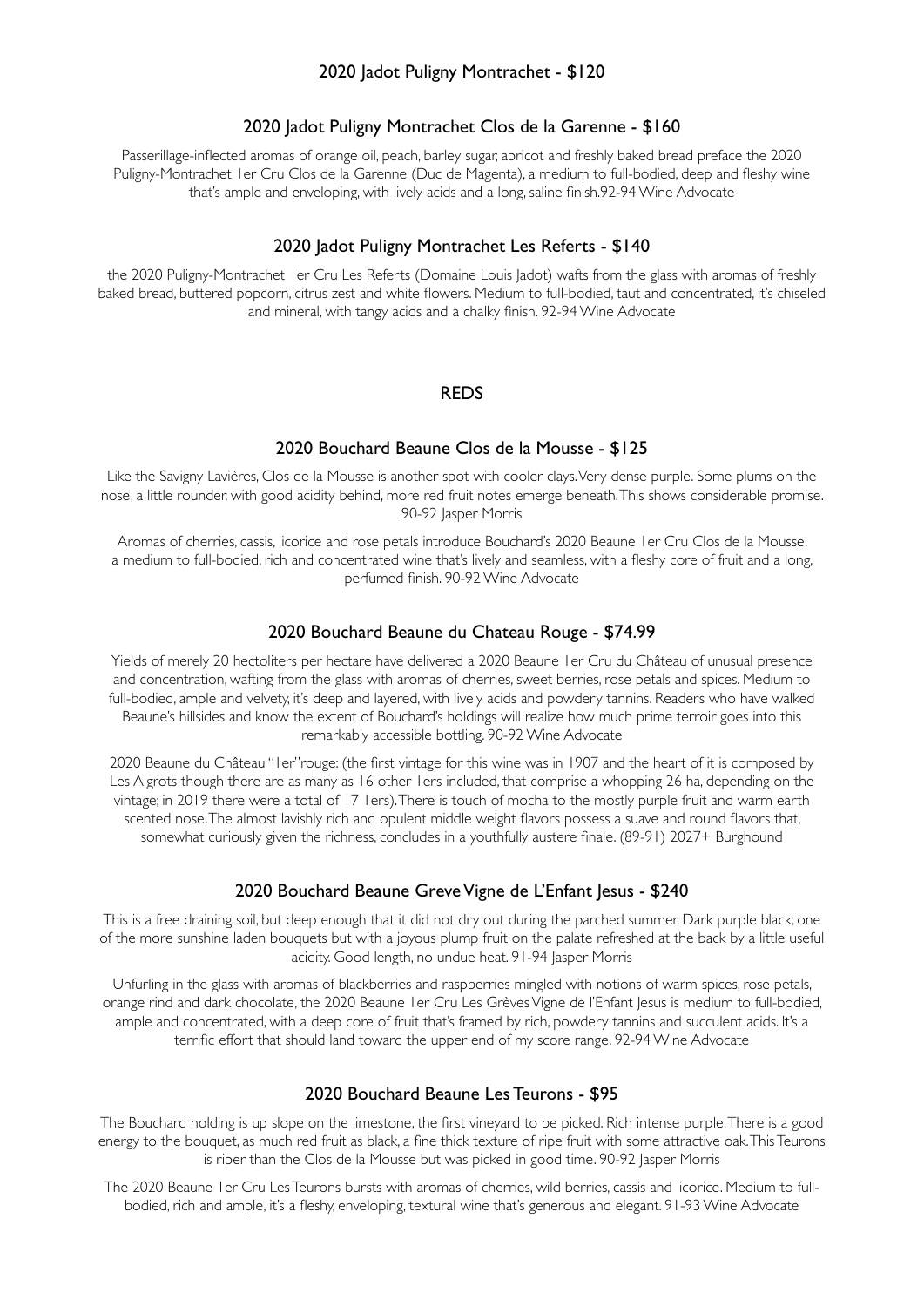## 2020 Jadot Puligny Montrachet - $120

## 2020 Jadot Puligny Montrachet Clos de la Garenne - $160

Passerillage-inflected aromas of orange oil, peach, barley sugar, apricot and freshly baked bread preface the 2020 Puligny-Montrachet 1er Cru Clos de la Garenne (Duc de Magenta), a medium to full-bodied, deep and fleshy wine that's ample and enveloping, with lively acids and a long, saline finish.92-94 Wine Advocate

## 2020 Jadot Puligny Montrachet Les Referts - $140

the 2020 Puligny-Montrachet 1er Cru Les Referts (Domaine Louis Jadot) wafts from the glass with aromas of freshly baked bread, buttered popcorn, citrus zest and white flowers. Medium to full-bodied, taut and concentrated, it's chiseled and mineral, with tangy acids and a chalky finish. 92-94 Wine Advocate

# REDS

## 2020 Bouchard Beaune Clos de la Mousse - $125

Like the Savigny Lavières, Clos de la Mousse is another spot with cooler clays. Very dense purple. Some plums on the nose, a little rounder, with good acidity behind, more red fruit notes emerge beneath. This shows considerable promise. 90-92 Jasper Morris

Aromas of cherries, cassis, licorice and rose petals introduce Bouchard's 2020 Beaune 1er Cru Clos de la Mousse, a medium to full-bodied, rich and concentrated wine that's lively and seamless, with a fleshy core of fruit and a long, perfumed finish. 90-92 Wine Advocate

## 2020 Bouchard Beaune du Chateau Rouge - $74.99

Yields of merely 20 hectoliters per hectare have delivered a 2020 Beaune 1er Cru du Château of unusual presence and concentration, wafting from the glass with aromas of cherries, sweet berries, rose petals and spices. Medium to full-bodied, ample and velvety, it's deep and layered, with lively acids and powdery tannins. Readers who have walked Beaune's hillsides and know the extent of Bouchard's holdings will realize how much prime terroir goes into this remarkably accessible bottling. 90-92 Wine Advocate

2020 Beaune du Château "1er"rouge: (the first vintage for this wine was in 1907 and the heart of it is composed by Les Aigrots though there are as many as 16 other 1ers included, that comprise a whopping 26 ha, depending on the vintage; in 2019 there were a total of 17 1ers). There is touch of mocha to the mostly purple fruit and warm earth scented nose. The almost lavishly rich and opulent middle weight flavors possess a suave and round flavors that, somewhat curiously given the richness, concludes in a youthfully austere finale. (89-91) 2027+ Burghound

## 2020 Bouchard Beaune Greve Vigne de L'Enfant Jesus - $240

This is a free draining soil, but deep enough that it did not dry out during the parched summer. Dark purple black, one of the more sunshine laden bouquets but with a joyous plump fruit on the palate refreshed at the back by a little useful acidity. Good length, no undue heat. 91-94 Jasper Morris

Unfurling in the glass with aromas of blackberries and raspberries mingled with notions of warm spices, rose petals, orange rind and dark chocolate, the 2020 Beaune 1er Cru Les Grèves Vigne de l'Enfant Jesus is medium to full-bodied, ample and concentrated, with a deep core of fruit that's framed by rich, powdery tannins and succulent acids. It's a terrific effort that should land toward the upper end of my score range. 92-94 Wine Advocate

## 2020 Bouchard Beaune Les Teurons - $95

The Bouchard holding is up slope on the limestone, the first vineyard to be picked. Rich intense purple. There is a good energy to the bouquet, as much red fruit as black, a fine thick texture of ripe fruit with some attractive oak. This Teurons is riper than the Clos de la Mousse but was picked in good time. 90-92 Jasper Morris

The 2020 Beaune 1er Cru Les Teurons bursts with aromas of cherries, wild berries, cassis and licorice. Medium to full-bodied, rich and ample, it's a fleshy, enveloping, textural wine that's generous and elegant. 91-93 Wine Advocate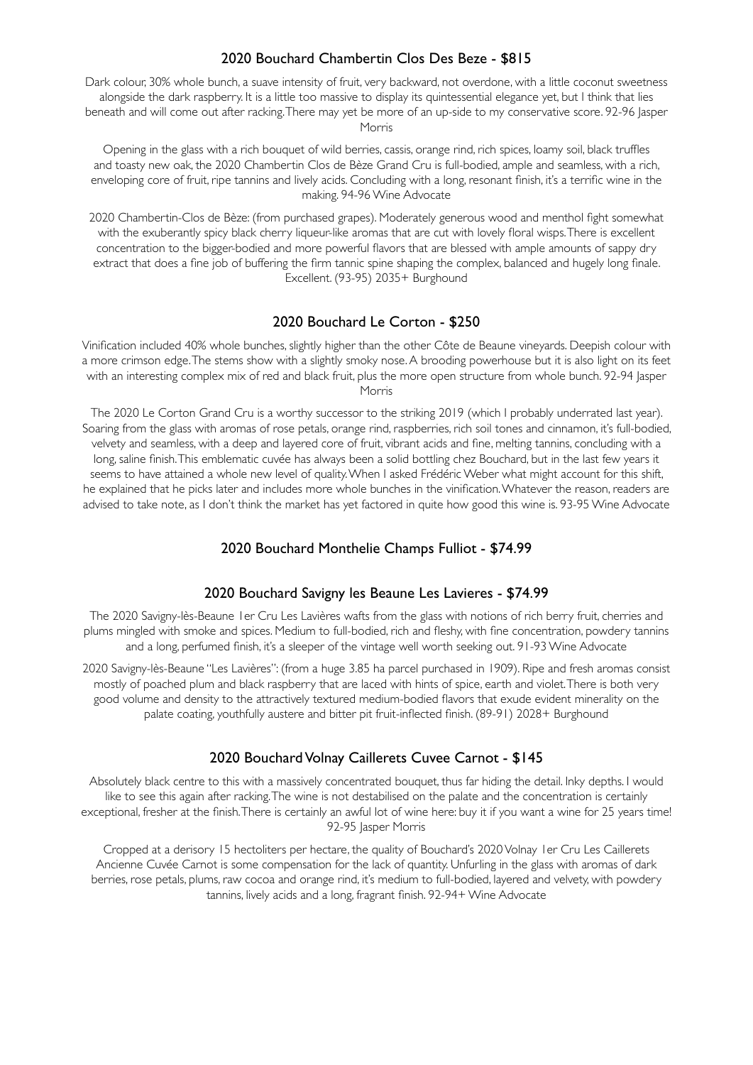## 2020 Bouchard Chambertin Clos Des Beze - $815

Dark colour, 30% whole bunch, a suave intensity of fruit, very backward, not overdone, with a little coconut sweetness alongside the dark raspberry. It is a little too massive to display its quintessential elegance yet, but I think that lies beneath and will come out after racking. There may yet be more of an up-side to my conservative score. 92-96 Jasper Morris

Opening in the glass with a rich bouquet of wild berries, cassis, orange rind, rich spices, loamy soil, black truffles and toasty new oak, the 2020 Chambertin Clos de Bèze Grand Cru is full-bodied, ample and seamless, with a rich, enveloping core of fruit, ripe tannins and lively acids. Concluding with a long, resonant finish, it's a terrific wine in the making. 94-96 Wine Advocate

2020 Chambertin-Clos de Bèze: (from purchased grapes). Moderately generous wood and menthol fight somewhat with the exuberantly spicy black cherry liqueur-like aromas that are cut with lovely floral wisps. There is excellent concentration to the bigger-bodied and more powerful flavors that are blessed with ample amounts of sappy dry extract that does a fine job of buffering the firm tannic spine shaping the complex, balanced and hugely long finale. Excellent. (93-95) 2035+ Burghound

## 2020 Bouchard Le Corton - $250

Vinification included 40% whole bunches, slightly higher than the other Côte de Beaune vineyards. Deepish colour with a more crimson edge. The stems show with a slightly smoky nose. A brooding powerhouse but it is also light on its feet with an interesting complex mix of red and black fruit, plus the more open structure from whole bunch. 92-94 Jasper Morris

The 2020 Le Corton Grand Cru is a worthy successor to the striking 2019 (which I probably underrated last year). Soaring from the glass with aromas of rose petals, orange rind, raspberries, rich soil tones and cinnamon, it's full-bodied, velvety and seamless, with a deep and layered core of fruit, vibrant acids and fine, melting tannins, concluding with a long, saline finish. This emblematic cuvée has always been a solid bottling chez Bouchard, but in the last few years it seems to have attained a whole new level of quality. When I asked Frédéric Weber what might account for this shift, he explained that he picks later and includes more whole bunches in the vinification. Whatever the reason, readers are advised to take note, as I don't think the market has yet factored in quite how good this wine is. 93-95 Wine Advocate

## 2020 Bouchard Monthelie Champs Fulliot - $74.99

## 2020 Bouchard Savigny les Beaune Les Lavieres - $74.99

The 2020 Savigny-lès-Beaune 1er Cru Les Lavières wafts from the glass with notions of rich berry fruit, cherries and plums mingled with smoke and spices. Medium to full-bodied, rich and fleshy, with fine concentration, powdery tannins and a long, perfumed finish, it's a sleeper of the vintage well worth seeking out. 91-93 Wine Advocate

2020 Savigny-lès-Beaune "Les Lavières": (from a huge 3.85 ha parcel purchased in 1909). Ripe and fresh aromas consist mostly of poached plum and black raspberry that are laced with hints of spice, earth and violet. There is both very good volume and density to the attractively textured medium-bodied flavors that exude evident minerality on the palate coating, youthfully austere and bitter pit fruit-inflected finish. (89-91) 2028+ Burghound

## 2020 Bouchard Volnay Caillerets Cuvee Carnot - $145

Absolutely black centre to this with a massively concentrated bouquet, thus far hiding the detail. Inky depths. I would like to see this again after racking. The wine is not destabilised on the palate and the concentration is certainly exceptional, fresher at the finish. There is certainly an awful lot of wine here: buy it if you want a wine for 25 years time! 92-95 Jasper Morris

Cropped at a derisory 15 hectoliters per hectare, the quality of Bouchard's 2020 Volnay 1er Cru Les Caillerets Ancienne Cuvée Carnot is some compensation for the lack of quantity. Unfurling in the glass with aromas of dark berries, rose petals, plums, raw cocoa and orange rind, it's medium to full-bodied, layered and velvety, with powdery tannins, lively acids and a long, fragrant finish. 92-94+ Wine Advocate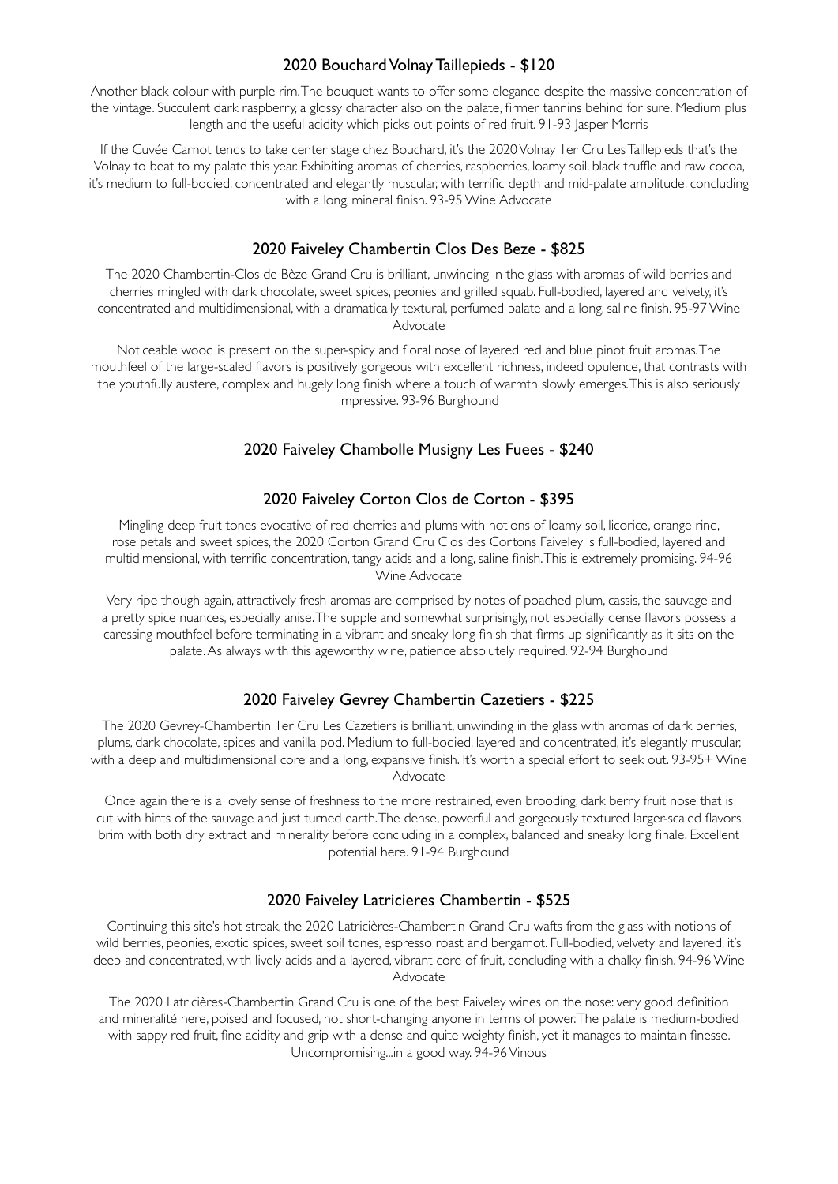## 2020 Bouchard Volnay Taillepieds - $120

Another black colour with purple rim. The bouquet wants to offer some elegance despite the massive concentration of the vintage. Succulent dark raspberry, a glossy character also on the palate, firmer tannins behind for sure. Medium plus length and the useful acidity which picks out points of red fruit. 91-93 Jasper Morris

If the Cuvée Carnot tends to take center stage chez Bouchard, it's the 2020 Volnay 1er Cru Les Taillepieds that's the Volnay to beat to my palate this year. Exhibiting aromas of cherries, raspberries, loamy soil, black truffle and raw cocoa, it's medium to full-bodied, concentrated and elegantly muscular, with terrific depth and mid-palate amplitude, concluding with a long, mineral finish. 93-95 Wine Advocate

## 2020 Faiveley Chambertin Clos Des Beze - $825

The 2020 Chambertin-Clos de Bèze Grand Cru is brilliant, unwinding in the glass with aromas of wild berries and cherries mingled with dark chocolate, sweet spices, peonies and grilled squab. Full-bodied, layered and velvety, it's concentrated and multidimensional, with a dramatically textural, perfumed palate and a long, saline finish. 95-97 Wine Advocate

Noticeable wood is present on the super-spicy and floral nose of layered red and blue pinot fruit aromas. The mouthfeel of the large-scaled flavors is positively gorgeous with excellent richness, indeed opulence, that contrasts with the youthfully austere, complex and hugely long finish where a touch of warmth slowly emerges. This is also seriously impressive. 93-96 Burghound

## 2020 Faiveley Chambolle Musigny Les Fuees - $240

## 2020 Faiveley Corton Clos de Corton - $395

Mingling deep fruit tones evocative of red cherries and plums with notions of loamy soil, licorice, orange rind, rose petals and sweet spices, the 2020 Corton Grand Cru Clos des Cortons Faiveley is full-bodied, layered and multidimensional, with terrific concentration, tangy acids and a long, saline finish. This is extremely promising. 94-96 Wine Advocate

Very ripe though again, attractively fresh aromas are comprised by notes of poached plum, cassis, the sauvage and a pretty spice nuances, especially anise. The supple and somewhat surprisingly, not especially dense flavors possess a caressing mouthfeel before terminating in a vibrant and sneaky long finish that firms up significantly as it sits on the palate. As always with this ageworthy wine, patience absolutely required. 92-94 Burghound

## 2020 Faiveley Gevrey Chambertin Cazetiers - $225

The 2020 Gevrey-Chambertin 1er Cru Les Cazetiers is brilliant, unwinding in the glass with aromas of dark berries, plums, dark chocolate, spices and vanilla pod. Medium to full-bodied, layered and concentrated, it's elegantly muscular, with a deep and multidimensional core and a long, expansive finish. It's worth a special effort to seek out. 93-95+ Wine Advocate

Once again there is a lovely sense of freshness to the more restrained, even brooding, dark berry fruit nose that is cut with hints of the sauvage and just turned earth. The dense, powerful and gorgeously textured larger-scaled flavors brim with both dry extract and minerality before concluding in a complex, balanced and sneaky long finale. Excellent potential here. 91-94 Burghound

## 2020 Faiveley Latricieres Chambertin - $525

Continuing this site's hot streak, the 2020 Latricières-Chambertin Grand Cru wafts from the glass with notions of wild berries, peonies, exotic spices, sweet soil tones, espresso roast and bergamot. Full-bodied, velvety and layered, it's deep and concentrated, with lively acids and a layered, vibrant core of fruit, concluding with a chalky finish. 94-96 Wine Advocate

The 2020 Latricières-Chambertin Grand Cru is one of the best Faiveley wines on the nose: very good definition and mineralité here, poised and focused, not short-changing anyone in terms of power. The palate is medium-bodied with sappy red fruit, fine acidity and grip with a dense and quite weighty finish, yet it manages to maintain finesse. Uncompromising...in a good way. 94-96 Vinous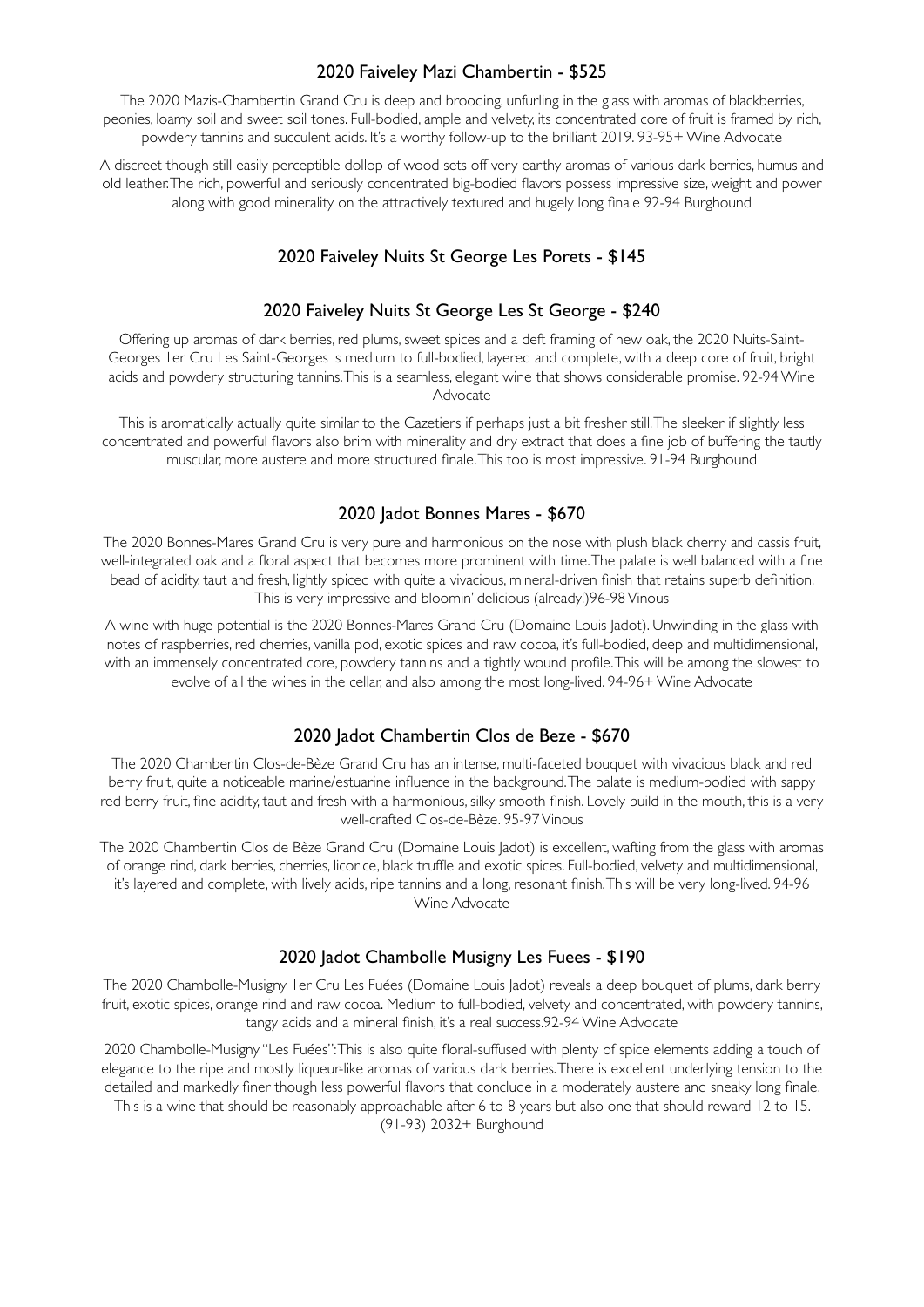### 2020 Faiveley Mazi Chambertin - $525

The 2020 Mazis-Chambertin Grand Cru is deep and brooding, unfurling in the glass with aromas of blackberries, peonies, loamy soil and sweet soil tones. Full-bodied, ample and velvety, its concentrated core of fruit is framed by rich, powdery tannins and succulent acids. It's a worthy follow-up to the brilliant 2019. 93-95+ Wine Advocate

A discreet though still easily perceptible dollop of wood sets off very earthy aromas of various dark berries, humus and old leather. The rich, powerful and seriously concentrated big-bodied flavors possess impressive size, weight and power along with good minerality on the attractively textured and hugely long finale 92-94 Burghound

### 2020 Faiveley Nuits St George Les Porets - $145

### 2020 Faiveley Nuits St George Les St George - $240

Offering up aromas of dark berries, red plums, sweet spices and a deft framing of new oak, the 2020 Nuits-Saint-Georges 1er Cru Les Saint-Georges is medium to full-bodied, layered and complete, with a deep core of fruit, bright acids and powdery structuring tannins. This is a seamless, elegant wine that shows considerable promise. 92-94 Wine Advocate

This is aromatically actually quite similar to the Cazetiers if perhaps just a bit fresher still. The sleeker if slightly less concentrated and powerful flavors also brim with minerality and dry extract that does a fine job of buffering the tautly muscular, more austere and more structured finale. This too is most impressive. 91-94 Burghound

### 2020 Jadot Bonnes Mares - $670

The 2020 Bonnes-Mares Grand Cru is very pure and harmonious on the nose with plush black cherry and cassis fruit, well-integrated oak and a floral aspect that becomes more prominent with time. The palate is well balanced with a fine bead of acidity, taut and fresh, lightly spiced with quite a vivacious, mineral-driven finish that retains superb definition. This is very impressive and bloomin' delicious (already!)96-98 Vinous

A wine with huge potential is the 2020 Bonnes-Mares Grand Cru (Domaine Louis Jadot). Unwinding in the glass with notes of raspberries, red cherries, vanilla pod, exotic spices and raw cocoa, it's full-bodied, deep and multidimensional, with an immensely concentrated core, powdery tannins and a tightly wound profile. This will be among the slowest to evolve of all the wines in the cellar, and also among the most long-lived. 94-96+ Wine Advocate

### 2020 Jadot Chambertin Clos de Beze - $670

The 2020 Chambertin Clos-de-Bèze Grand Cru has an intense, multi-faceted bouquet with vivacious black and red berry fruit, quite a noticeable marine/estuarine influence in the background. The palate is medium-bodied with sappy red berry fruit, fine acidity, taut and fresh with a harmonious, silky smooth finish. Lovely build in the mouth, this is a very well-crafted Clos-de-Bèze. 95-97 Vinous

The 2020 Chambertin Clos de Bèze Grand Cru (Domaine Louis Jadot) is excellent, wafting from the glass with aromas of orange rind, dark berries, cherries, licorice, black truffle and exotic spices. Full-bodied, velvety and multidimensional, it's layered and complete, with lively acids, ripe tannins and a long, resonant finish. This will be very long-lived. 94-96 Wine Advocate

### 2020 Jadot Chambolle Musigny Les Fuees - $190

The 2020 Chambolle-Musigny 1er Cru Les Fuées (Domaine Louis Jadot) reveals a deep bouquet of plums, dark berry fruit, exotic spices, orange rind and raw cocoa. Medium to full-bodied, velvety and concentrated, with powdery tannins, tangy acids and a mineral finish, it's a real success.92-94 Wine Advocate

2020 Chambolle-Musigny "Les Fuées": This is also quite floral-suffused with plenty of spice elements adding a touch of elegance to the ripe and mostly liqueur-like aromas of various dark berries. There is excellent underlying tension to the detailed and markedly finer though less powerful flavors that conclude in a moderately austere and sneaky long finale. This is a wine that should be reasonably approachable after 6 to 8 years but also one that should reward 12 to 15. (91-93) 2032+ Burghound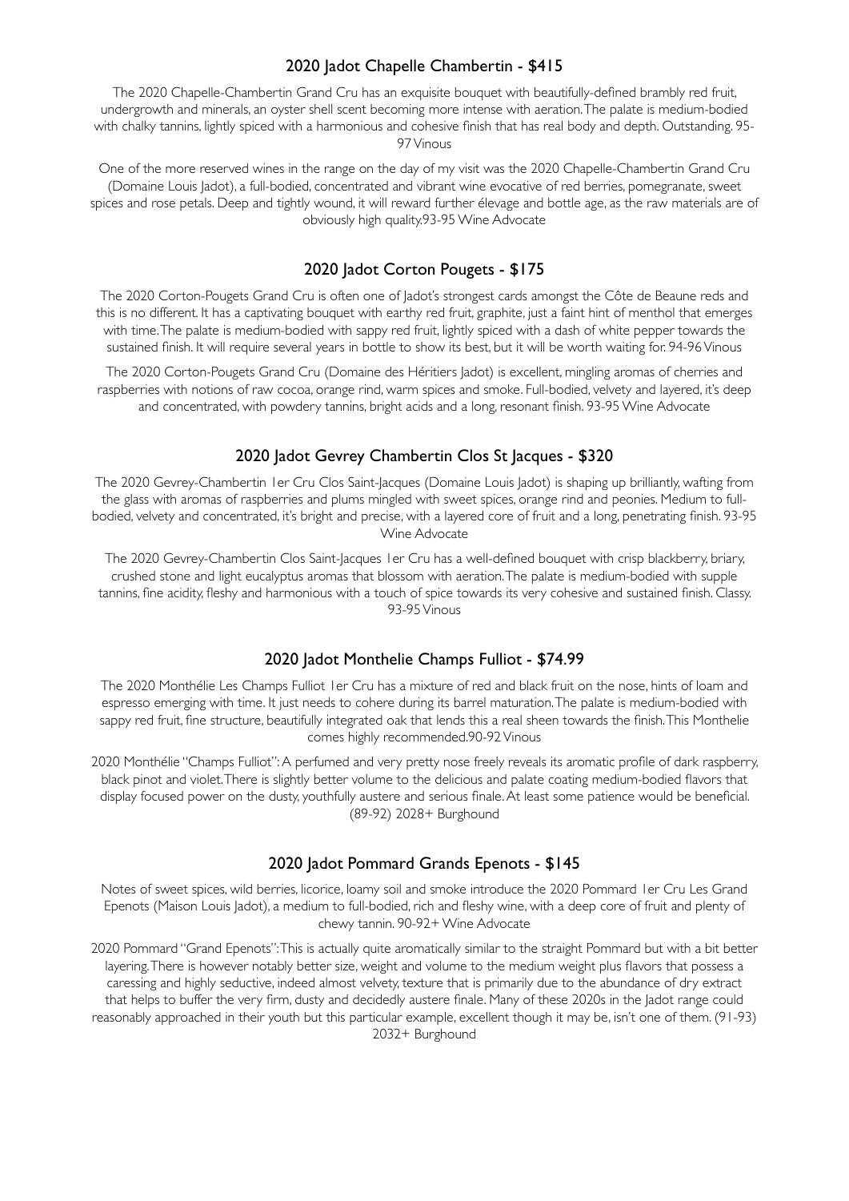## 2020 Jadot Chapelle Chambertin - $415

The 2020 Chapelle-Chambertin Grand Cru has an exquisite bouquet with beautifully-defined brambly red fruit, undergrowth and minerals, an oyster shell scent becoming more intense with aeration. The palate is medium-bodied with chalky tannins, lightly spiced with a harmonious and cohesive finish that has real body and depth. Outstanding. 95-97 Vinous

One of the more reserved wines in the range on the day of my visit was the 2020 Chapelle-Chambertin Grand Cru (Domaine Louis Jadot), a full-bodied, concentrated and vibrant wine evocative of red berries, pomegranate, sweet spices and rose petals. Deep and tightly wound, it will reward further élevage and bottle age, as the raw materials are of obviously high quality.93-95 Wine Advocate

## 2020 Jadot Corton Pougets - $175

The 2020 Corton-Pougets Grand Cru is often one of Jadot's strongest cards amongst the Côte de Beaune reds and this is no different. It has a captivating bouquet with earthy red fruit, graphite, just a faint hint of menthol that emerges with time. The palate is medium-bodied with sappy red fruit, lightly spiced with a dash of white pepper towards the sustained finish. It will require several years in bottle to show its best, but it will be worth waiting for. 94-96 Vinous

The 2020 Corton-Pougets Grand Cru (Domaine des Héritiers Jadot) is excellent, mingling aromas of cherries and raspberries with notions of raw cocoa, orange rind, warm spices and smoke. Full-bodied, velvety and layered, it's deep and concentrated, with powdery tannins, bright acids and a long, resonant finish. 93-95 Wine Advocate

## 2020 Jadot Gevrey Chambertin Clos St Jacques - $320

The 2020 Gevrey-Chambertin 1er Cru Clos Saint-Jacques (Domaine Louis Jadot) is shaping up brilliantly, wafting from the glass with aromas of raspberries and plums mingled with sweet spices, orange rind and peonies. Medium to full-bodied, velvety and concentrated, it's bright and precise, with a layered core of fruit and a long, penetrating finish. 93-95 Wine Advocate

The 2020 Gevrey-Chambertin Clos Saint-Jacques 1er Cru has a well-defined bouquet with crisp blackberry, briary, crushed stone and light eucalyptus aromas that blossom with aeration. The palate is medium-bodied with supple tannins, fine acidity, fleshy and harmonious with a touch of spice towards its very cohesive and sustained finish. Classy. 93-95 Vinous

## 2020 Jadot Monthelie Champs Fulliot - $74.99

The 2020 Monthélie Les Champs Fulliot 1er Cru has a mixture of red and black fruit on the nose, hints of loam and espresso emerging with time. It just needs to cohere during its barrel maturation. The palate is medium-bodied with sappy red fruit, fine structure, beautifully integrated oak that lends this a real sheen towards the finish. This Monthelie comes highly recommended.90-92 Vinous

2020 Monthélie "Champs Fulliot": A perfumed and very pretty nose freely reveals its aromatic profile of dark raspberry, black pinot and violet. There is slightly better volume to the delicious and palate coating medium-bodied flavors that display focused power on the dusty, youthfully austere and serious finale. At least some patience would be beneficial. (89-92) 2028+ Burghound

## 2020 Jadot Pommard Grands Epenots - $145

Notes of sweet spices, wild berries, licorice, loamy soil and smoke introduce the 2020 Pommard 1er Cru Les Grand Epenots (Maison Louis Jadot), a medium to full-bodied, rich and fleshy wine, with a deep core of fruit and plenty of chewy tannin. 90-92+ Wine Advocate

2020 Pommard "Grand Epenots": This is actually quite aromatically similar to the straight Pommard but with a bit better layering. There is however notably better size, weight and volume to the medium weight plus flavors that possess a caressing and highly seductive, indeed almost velvety, texture that is primarily due to the abundance of dry extract that helps to buffer the very firm, dusty and decidedly austere finale. Many of these 2020s in the Jadot range could reasonably approached in their youth but this particular example, excellent though it may be, isn't one of them. (91-93) 2032+ Burghound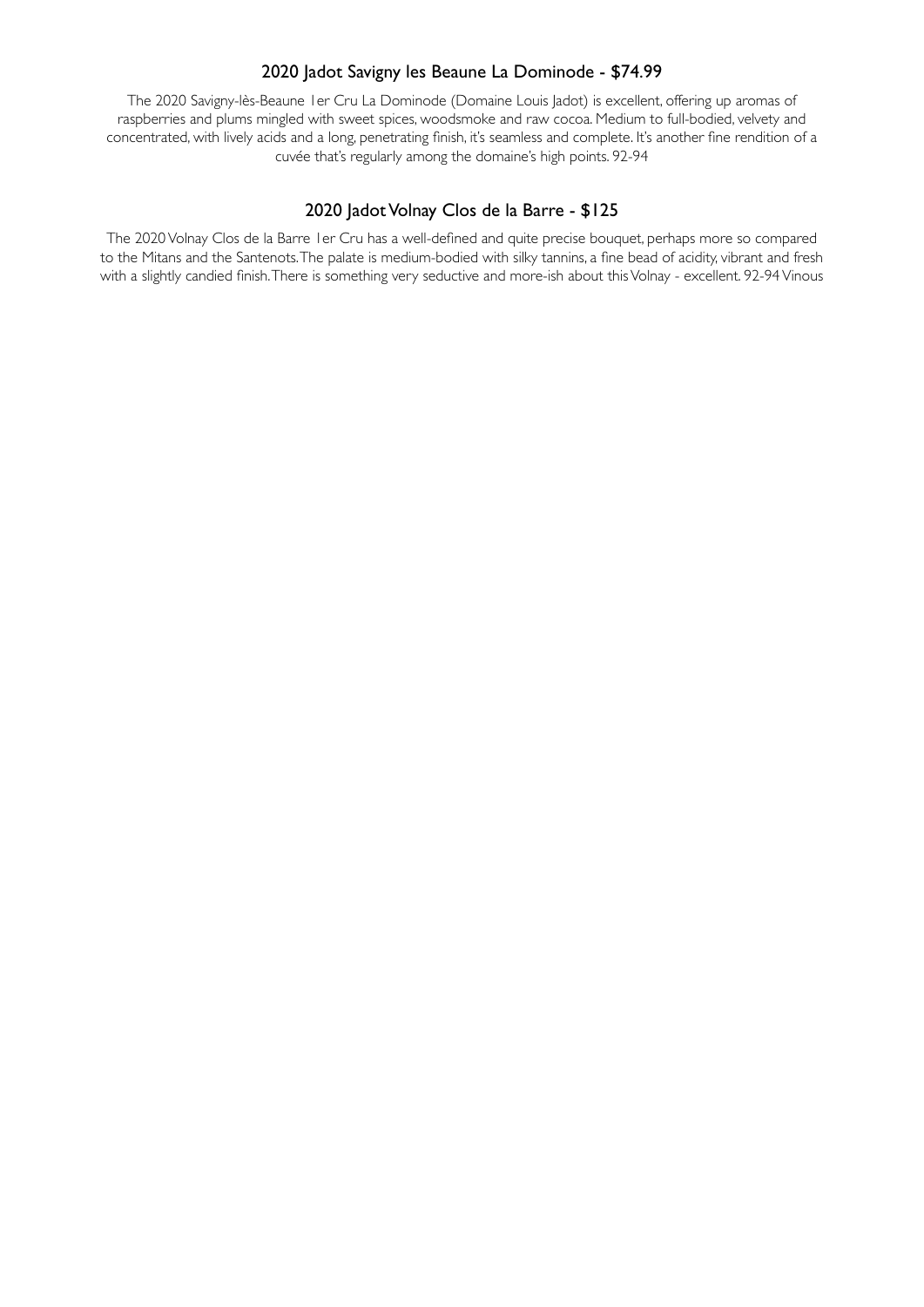## 2020 Jadot Savigny les Beaune La Dominode - $74.99

The 2020 Savigny-lès-Beaune 1er Cru La Dominode (Domaine Louis Jadot) is excellent, offering up aromas of raspberries and plums mingled with sweet spices, woodsmoke and raw cocoa. Medium to full-bodied, velvety and concentrated, with lively acids and a long, penetrating finish, it's seamless and complete. It's another fine rendition of a cuvée that's regularly among the domaine's high points. 92-94

## 2020 Jadot Volnay Clos de la Barre - $125

The 2020 Volnay Clos de la Barre 1er Cru has a well-defined and quite precise bouquet, perhaps more so compared to the Mitans and the Santenots. The palate is medium-bodied with silky tannins, a fine bead of acidity, vibrant and fresh with a slightly candied finish. There is something very seductive and more-ish about this Volnay - excellent. 92-94 Vinous